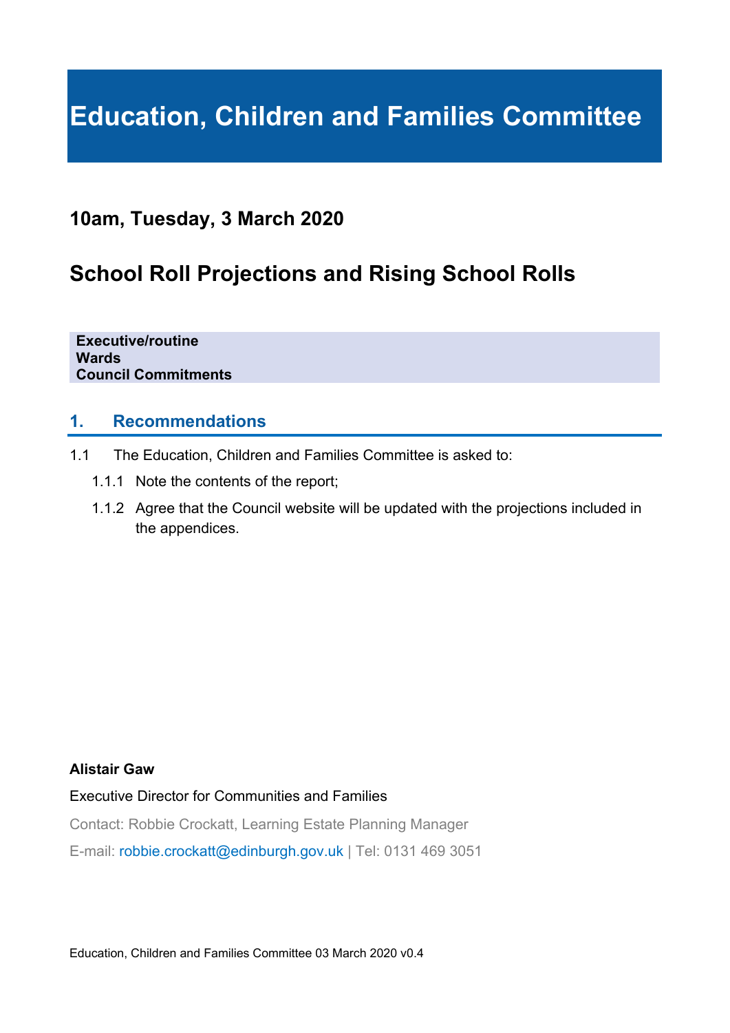# Education, Children and Families Committee

## 10am, Tuesday, 3 March 2020

## School Roll Projections and Rising School Rolls

**Executive/routine**
**Wards**
**Council Commitments**

### 1. Recommendations

1.1 The Education, Children and Families Committee is asked to:

1.1.1 Note the contents of the report;

1.1.2 Agree that the Council website will be updated with the projections included in the appendices.

**Alistair Gaw**

Executive Director for Communities and Families

Contact: Robbie Crockatt, Learning Estate Planning Manager

E-mail: robbie.crockatt@edinburgh.gov.uk | Tel: 0131 469 3051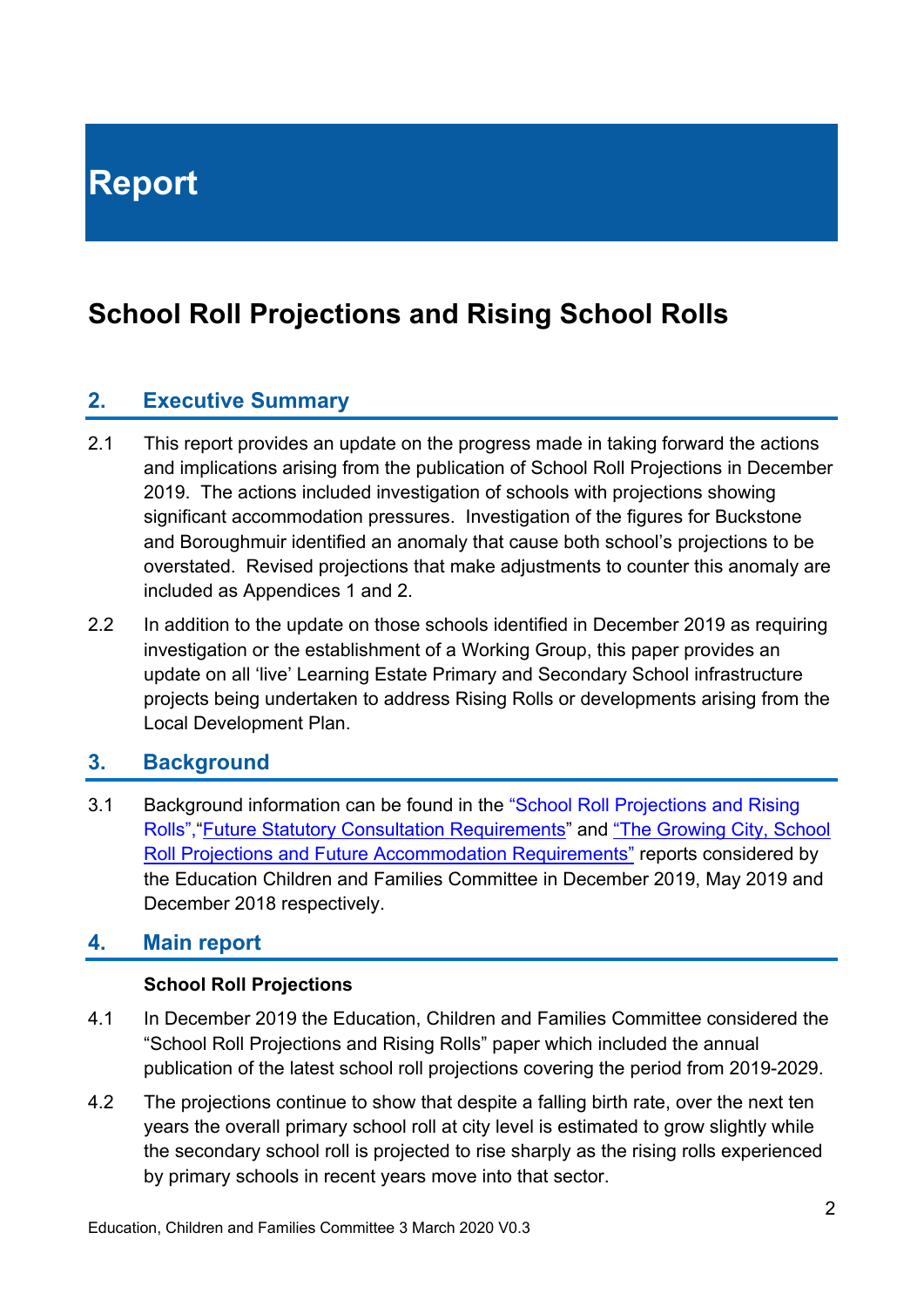# Report

## School Roll Projections and Rising School Rolls

### 2. Executive Summary

2.1 This report provides an update on the progress made in taking forward the actions and implications arising from the publication of School Roll Projections in December 2019. The actions included investigation of schools with projections showing significant accommodation pressures. Investigation of the figures for Buckstone and Boroughmuir identified an anomaly that cause both school's projections to be overstated. Revised projections that make adjustments to counter this anomaly are included as Appendices 1 and 2.

2.2 In addition to the update on those schools identified in December 2019 as requiring investigation or the establishment of a Working Group, this paper provides an update on all 'live' Learning Estate Primary and Secondary School infrastructure projects being undertaken to address Rising Rolls or developments arising from the Local Development Plan.

### 3. Background

3.1 Background information can be found in the "School Roll Projections and Rising Rolls","Future Statutory Consultation Requirements" and "The Growing City, School Roll Projections and Future Accommodation Requirements" reports considered by the Education Children and Families Committee in December 2019, May 2019 and December 2018 respectively.

### 4. Main report

**School Roll Projections**

4.1 In December 2019 the Education, Children and Families Committee considered the "School Roll Projections and Rising Rolls" paper which included the annual publication of the latest school roll projections covering the period from 2019-2029.

4.2 The projections continue to show that despite a falling birth rate, over the next ten years the overall primary school roll at city level is estimated to grow slightly while the secondary school roll is projected to rise sharply as the rising rolls experienced by primary schools in recent years move into that sector.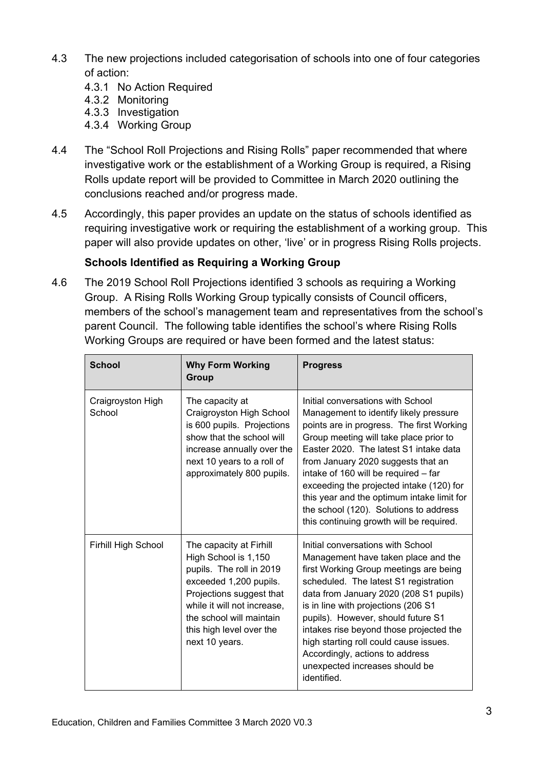4.3 The new projections included categorisation of schools into one of four categories of action:

- 4.3.1 No Action Required
- 4.3.2 Monitoring
- 4.3.3 Investigation
- 4.3.4 Working Group

4.4 The "School Roll Projections and Rising Rolls" paper recommended that where investigative work or the establishment of a Working Group is required, a Rising Rolls update report will be provided to Committee in March 2020 outlining the conclusions reached and/or progress made.

4.5 Accordingly, this paper provides an update on the status of schools identified as requiring investigative work or requiring the establishment of a working group. This paper will also provide updates on other, 'live' or in progress Rising Rolls projects.

**Schools Identified as Requiring a Working Group**

4.6 The 2019 School Roll Projections identified 3 schools as requiring a Working Group. A Rising Rolls Working Group typically consists of Council officers, members of the school's management team and representatives from the school's parent Council. The following table identifies the school's where Rising Rolls Working Groups are required or have been formed and the latest status:

| School | Why Form Working Group | Progress |
|---|---|---|
| Craigroyston High School | The capacity at Craigroyston High School is 600 pupils. Projections show that the school will increase annually over the next 10 years to a roll of approximately 800 pupils. | Initial conversations with School Management to identify likely pressure points are in progress. The first Working Group meeting will take place prior to Easter 2020. The latest S1 intake data from January 2020 suggests that an intake of 160 will be required – far exceeding the projected intake (120) for this year and the optimum intake limit for the school (120). Solutions to address this continuing growth will be required. |
| Firhill High School | The capacity at Firhill High School is 1,150 pupils. The roll in 2019 exceeded 1,200 pupils. Projections suggest that while it will not increase, the school will maintain this high level over the next 10 years. | Initial conversations with School Management have taken place and the first Working Group meetings are being scheduled. The latest S1 registration data from January 2020 (208 S1 pupils) is in line with projections (206 S1 pupils). However, should future S1 intakes rise beyond those projected the high starting roll could cause issues. Accordingly, actions to address unexpected increases should be identified. |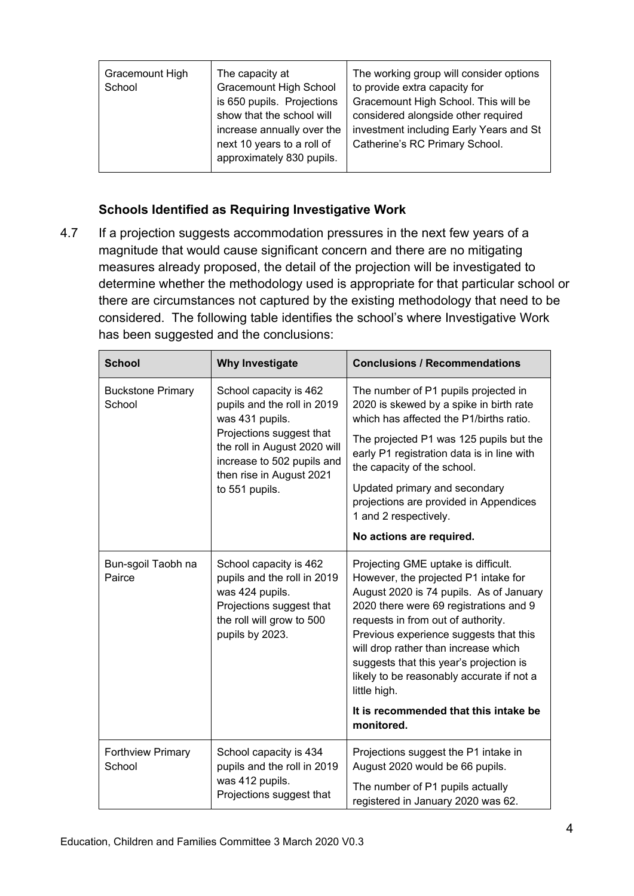| Gracemount High School | The capacity at Gracemount High School is 650 pupils. Projections show that the school will increase annually over the next 10 years to a roll of approximately 830 pupils. | The working group will consider options to provide extra capacity for Gracemount High School. This will be considered alongside other required investment including Early Years and St Catherine's RC Primary School. |
|---|---|---|

### Schools Identified as Requiring Investigative Work

4.7 If a projection suggests accommodation pressures in the next few years of a magnitude that would cause significant concern and there are no mitigating measures already proposed, the detail of the projection will be investigated to determine whether the methodology used is appropriate for that particular school or there are circumstances not captured by the existing methodology that need to be considered. The following table identifies the school's where Investigative Work has been suggested and the conclusions:

| School | Why Investigate | Conclusions / Recommendations |
|---|---|---|
| Buckstone Primary School | School capacity is 462 pupils and the roll in 2019 was 431 pupils. Projections suggest that the roll in August 2020 will increase to 502 pupils and then rise in August 2021 to 551 pupils. | The number of P1 pupils projected in 2020 is skewed by a spike in birth rate which has affected the P1/births ratio. The projected P1 was 125 pupils but the early P1 registration data is in line with the capacity of the school. Updated primary and secondary projections are provided in Appendices 1 and 2 respectively. **No actions are required.** |
| Bun-sgoil Taobh na Pairce | School capacity is 462 pupils and the roll in 2019 was 424 pupils. Projections suggest that the roll will grow to 500 pupils by 2023. | Projecting GME uptake is difficult. However, the projected P1 intake for August 2020 is 74 pupils. As of January 2020 there were 69 registrations and 9 requests in from out of authority. Previous experience suggests that this will drop rather than increase which suggests that this year's projection is likely to be reasonably accurate if not a little high. **It is recommended that this intake be monitored.** |
| Forthview Primary School | School capacity is 434 pupils and the roll in 2019 was 412 pupils. Projections suggest that | Projections suggest the P1 intake in August 2020 would be 66 pupils. The number of P1 pupils actually registered in January 2020 was 62. |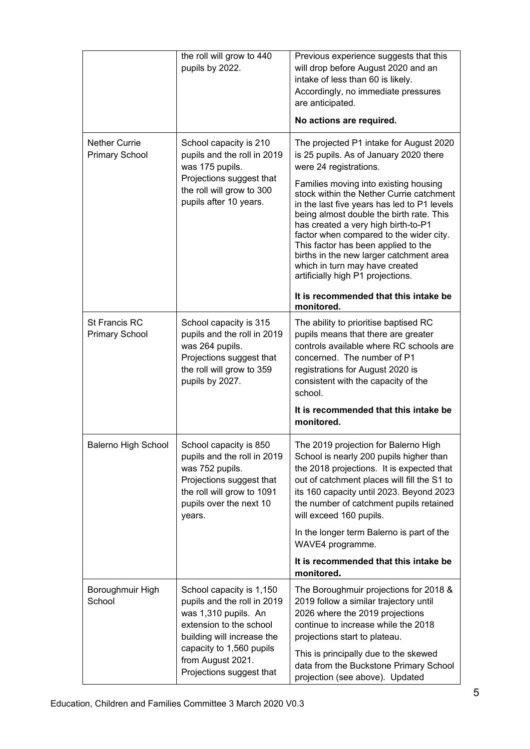| | | |
|---|---|---|
| | the roll will grow to 440 pupils by 2022. | Previous experience suggests that this will drop before August 2020 and an intake of less than 60 is likely. Accordingly, no immediate pressures are anticipated.<br><br>**No actions are required.** |
| Nether Currie Primary School | School capacity is 210 pupils and the roll in 2019 was 175 pupils. Projections suggest that the roll will grow to 300 pupils after 10 years. | The projected P1 intake for August 2020 is 25 pupils. As of January 2020 there were 24 registrations.<br><br>Families moving into existing housing stock within the Nether Currie catchment in the last five years has led to P1 levels being almost double the birth rate. This has created a very high birth-to-P1 factor when compared to the wider city. This factor has been applied to the births in the new larger catchment area which in turn may have created artificially high P1 projections.<br><br>**It is recommended that this intake be monitored.** |
| St Francis RC Primary School | School capacity is 315 pupils and the roll in 2019 was 264 pupils. Projections suggest that the roll will grow to 359 pupils by 2027. | The ability to prioritise baptised RC pupils means that there are greater controls available where RC schools are concerned. The number of P1 registrations for August 2020 is consistent with the capacity of the school.<br><br>**It is recommended that this intake be monitored.** |
| Balerno High School | School capacity is 850 pupils and the roll in 2019 was 752 pupils. Projections suggest that the roll will grow to 1091 pupils over the next 10 years. | The 2019 projection for Balerno High School is nearly 200 pupils higher than the 2018 projections. It is expected that out of catchment places will fill the S1 to its 160 capacity until 2023. Beyond 2023 the number of catchment pupils retained will exceed 160 pupils.<br><br>In the longer term Balerno is part of the WAVE4 programme.<br><br>**It is recommended that this intake be monitored.** |
| Boroughmuir High School | School capacity is 1,150 pupils and the roll in 2019 was 1,310 pupils. An extension to the school building will increase the capacity to 1,560 pupils from August 2021. Projections suggest that | The Boroughmuir projections for 2018 & 2019 follow a similar trajectory until 2026 where the 2019 projections continue to increase while the 2018 projections start to plateau.<br><br>This is principally due to the skewed data from the Buckstone Primary School projection (see above). Updated |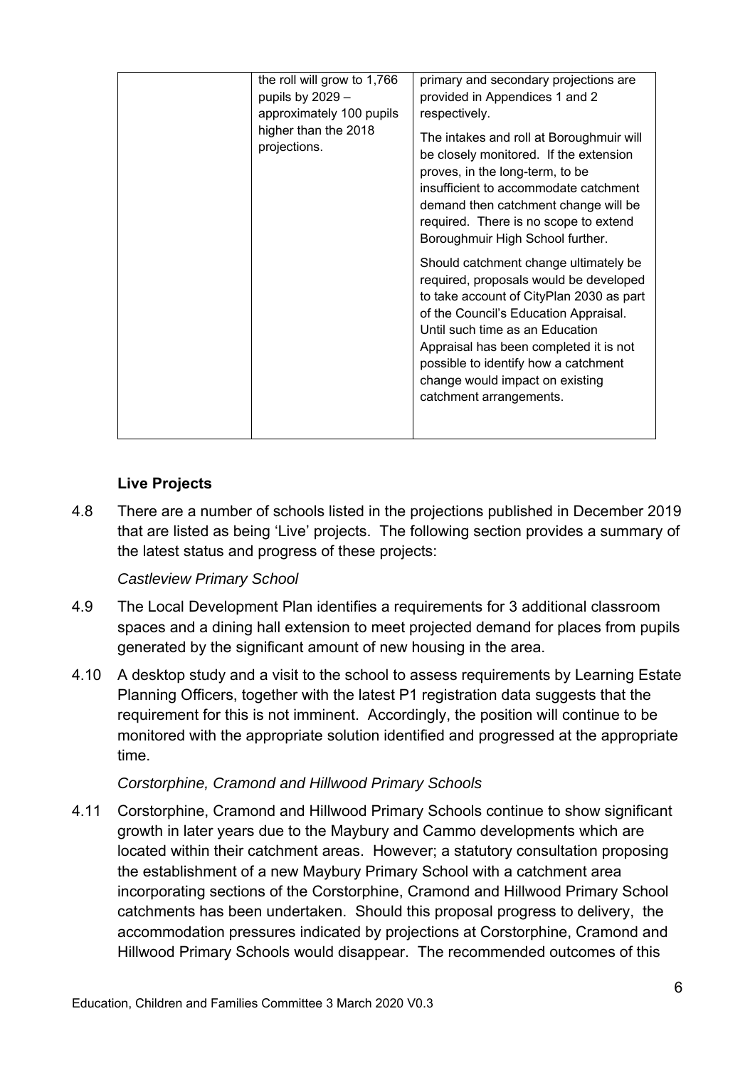|  | the roll will grow to 1,766 pupils by 2029 – approximately 100 pupils higher than the 2018 projections. | primary and secondary projections are provided in Appendices 1 and 2 respectively.<br><br>The intakes and roll at Boroughmuir will be closely monitored. If the extension proves, in the long-term, to be insufficient to accommodate catchment demand then catchment change will be required. There is no scope to extend Boroughmuir High School further.<br><br>Should catchment change ultimately be required, proposals would be developed to take account of CityPlan 2030 as part of the Council's Education Appraisal. Until such time as an Education Appraisal has been completed it is not possible to identify how a catchment change would impact on existing catchment arrangements. |
|---|---|---|

### Live Projects

4.8 There are a number of schools listed in the projections published in December 2019 that are listed as being 'Live' projects. The following section provides a summary of the latest status and progress of these projects:

*Castleview Primary School*

4.9 The Local Development Plan identifies a requirements for 3 additional classroom spaces and a dining hall extension to meet projected demand for places from pupils generated by the significant amount of new housing in the area.

4.10 A desktop study and a visit to the school to assess requirements by Learning Estate Planning Officers, together with the latest P1 registration data suggests that the requirement for this is not imminent. Accordingly, the position will continue to be monitored with the appropriate solution identified and progressed at the appropriate time.

*Corstorphine, Cramond and Hillwood Primary Schools*

4.11 Corstorphine, Cramond and Hillwood Primary Schools continue to show significant growth in later years due to the Maybury and Cammo developments which are located within their catchment areas. However; a statutory consultation proposing the establishment of a new Maybury Primary School with a catchment area incorporating sections of the Corstorphine, Cramond and Hillwood Primary School catchments has been undertaken. Should this proposal progress to delivery, the accommodation pressures indicated by projections at Corstorphine, Cramond and Hillwood Primary Schools would disappear. The recommended outcomes of this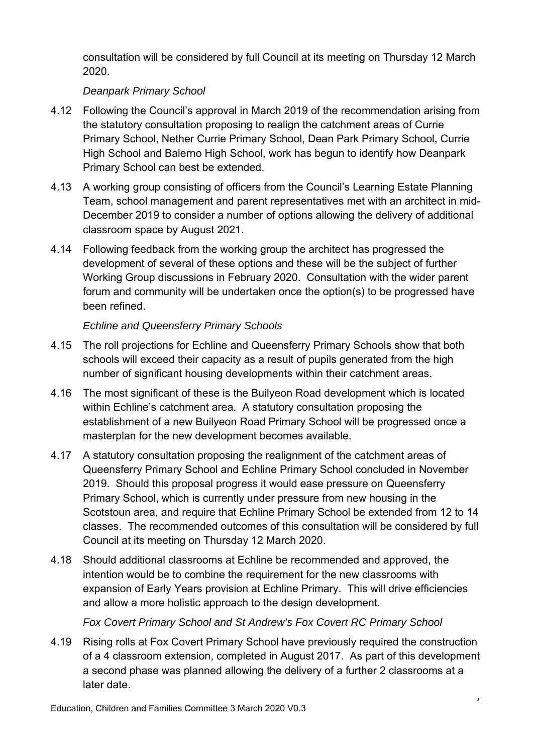consultation will be considered by full Council at its meeting on Thursday 12 March 2020.

*Deanpark Primary School*

4.12 Following the Council's approval in March 2019 of the recommendation arising from the statutory consultation proposing to realign the catchment areas of Currie Primary School, Nether Currie Primary School, Dean Park Primary School, Currie High School and Balerno High School, work has begun to identify how Deanpark Primary School can best be extended.

4.13 A working group consisting of officers from the Council's Learning Estate Planning Team, school management and parent representatives met with an architect in mid-December 2019 to consider a number of options allowing the delivery of additional classroom space by August 2021.

4.14 Following feedback from the working group the architect has progressed the development of several of these options and these will be the subject of further Working Group discussions in February 2020. Consultation with the wider parent forum and community will be undertaken once the option(s) to be progressed have been refined.

*Echline and Queensferry Primary Schools*

4.15 The roll projections for Echline and Queensferry Primary Schools show that both schools will exceed their capacity as a result of pupils generated from the high number of significant housing developments within their catchment areas.

4.16 The most significant of these is the Builyeon Road development which is located within Echline's catchment area. A statutory consultation proposing the establishment of a new Builyeon Road Primary School will be progressed once a masterplan for the new development becomes available.

4.17 A statutory consultation proposing the realignment of the catchment areas of Queensferry Primary School and Echline Primary School concluded in November 2019. Should this proposal progress it would ease pressure on Queensferry Primary School, which is currently under pressure from new housing in the Scotstoun area, and require that Echline Primary School be extended from 12 to 14 classes. The recommended outcomes of this consultation will be considered by full Council at its meeting on Thursday 12 March 2020.

4.18 Should additional classrooms at Echline be recommended and approved, the intention would be to combine the requirement for the new classrooms with expansion of Early Years provision at Echline Primary. This will drive efficiencies and allow a more holistic approach to the design development.

*Fox Covert Primary School and St Andrew's Fox Covert RC Primary School*

4.19 Rising rolls at Fox Covert Primary School have previously required the construction of a 4 classroom extension, completed in August 2017. As part of this development a second phase was planned allowing the delivery of a further 2 classrooms at a later date.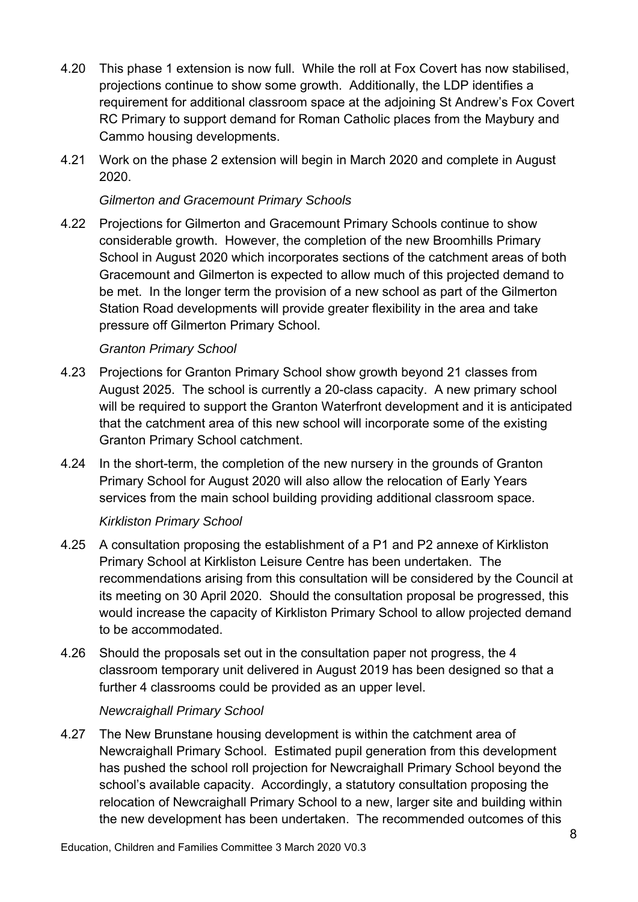4.20 This phase 1 extension is now full. While the roll at Fox Covert has now stabilised, projections continue to show some growth. Additionally, the LDP identifies a requirement for additional classroom space at the adjoining St Andrew's Fox Covert RC Primary to support demand for Roman Catholic places from the Maybury and Cammo housing developments.

4.21 Work on the phase 2 extension will begin in March 2020 and complete in August 2020.

*Gilmerton and Gracemount Primary Schools*

4.22 Projections for Gilmerton and Gracemount Primary Schools continue to show considerable growth. However, the completion of the new Broomhills Primary School in August 2020 which incorporates sections of the catchment areas of both Gracemount and Gilmerton is expected to allow much of this projected demand to be met. In the longer term the provision of a new school as part of the Gilmerton Station Road developments will provide greater flexibility in the area and take pressure off Gilmerton Primary School.

*Granton Primary School*

4.23 Projections for Granton Primary School show growth beyond 21 classes from August 2025. The school is currently a 20-class capacity. A new primary school will be required to support the Granton Waterfront development and it is anticipated that the catchment area of this new school will incorporate some of the existing Granton Primary School catchment.

4.24 In the short-term, the completion of the new nursery in the grounds of Granton Primary School for August 2020 will also allow the relocation of Early Years services from the main school building providing additional classroom space.

*Kirkliston Primary School*

4.25 A consultation proposing the establishment of a P1 and P2 annexe of Kirkliston Primary School at Kirkliston Leisure Centre has been undertaken. The recommendations arising from this consultation will be considered by the Council at its meeting on 30 April 2020. Should the consultation proposal be progressed, this would increase the capacity of Kirkliston Primary School to allow projected demand to be accommodated.

4.26 Should the proposals set out in the consultation paper not progress, the 4 classroom temporary unit delivered in August 2019 has been designed so that a further 4 classrooms could be provided as an upper level.

*Newcraighall Primary School*

4.27 The New Brunstane housing development is within the catchment area of Newcraighall Primary School. Estimated pupil generation from this development has pushed the school roll projection for Newcraighall Primary School beyond the school's available capacity. Accordingly, a statutory consultation proposing the relocation of Newcraighall Primary School to a new, larger site and building within the new development has been undertaken. The recommended outcomes of this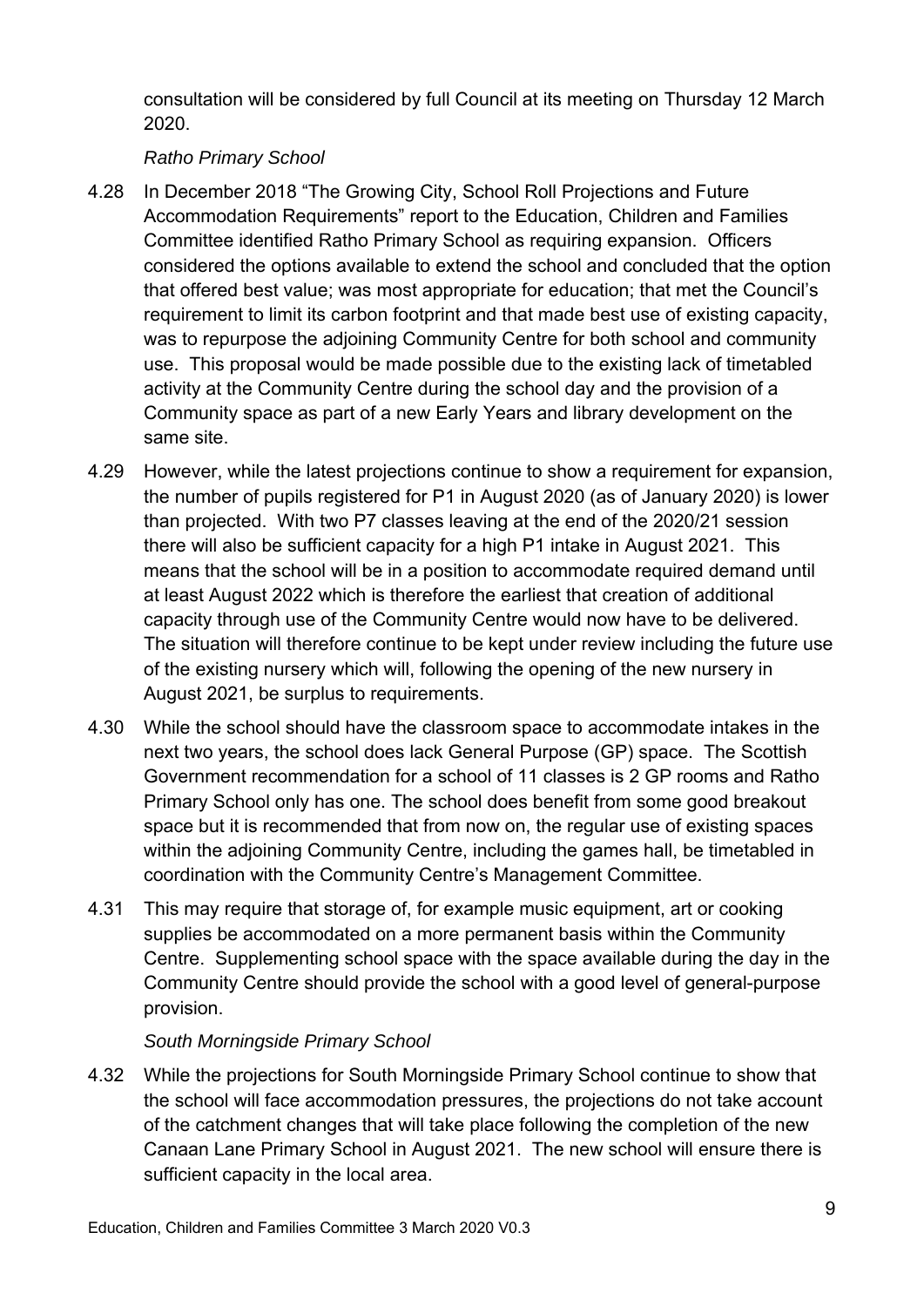consultation will be considered by full Council at its meeting on Thursday 12 March 2020.

*Ratho Primary School*

4.28 In December 2018 “The Growing City, School Roll Projections and Future Accommodation Requirements” report to the Education, Children and Families Committee identified Ratho Primary School as requiring expansion. Officers considered the options available to extend the school and concluded that the option that offered best value; was most appropriate for education; that met the Council’s requirement to limit its carbon footprint and that made best use of existing capacity, was to repurpose the adjoining Community Centre for both school and community use. This proposal would be made possible due to the existing lack of timetabled activity at the Community Centre during the school day and the provision of a Community space as part of a new Early Years and library development on the same site.

4.29 However, while the latest projections continue to show a requirement for expansion, the number of pupils registered for P1 in August 2020 (as of January 2020) is lower than projected. With two P7 classes leaving at the end of the 2020/21 session there will also be sufficient capacity for a high P1 intake in August 2021. This means that the school will be in a position to accommodate required demand until at least August 2022 which is therefore the earliest that creation of additional capacity through use of the Community Centre would now have to be delivered. The situation will therefore continue to be kept under review including the future use of the existing nursery which will, following the opening of the new nursery in August 2021, be surplus to requirements.

4.30 While the school should have the classroom space to accommodate intakes in the next two years, the school does lack General Purpose (GP) space. The Scottish Government recommendation for a school of 11 classes is 2 GP rooms and Ratho Primary School only has one. The school does benefit from some good breakout space but it is recommended that from now on, the regular use of existing spaces within the adjoining Community Centre, including the games hall, be timetabled in coordination with the Community Centre’s Management Committee.

4.31 This may require that storage of, for example music equipment, art or cooking supplies be accommodated on a more permanent basis within the Community Centre. Supplementing school space with the space available during the day in the Community Centre should provide the school with a good level of general-purpose provision.

*South Morningside Primary School*

4.32 While the projections for South Morningside Primary School continue to show that the school will face accommodation pressures, the projections do not take account of the catchment changes that will take place following the completion of the new Canaan Lane Primary School in August 2021. The new school will ensure there is sufficient capacity in the local area.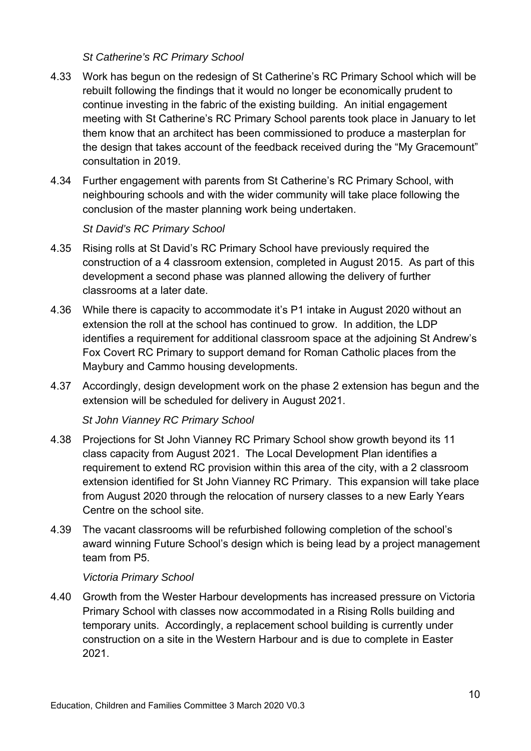*St Catherine's RC Primary School*

4.33 Work has begun on the redesign of St Catherine's RC Primary School which will be rebuilt following the findings that it would no longer be economically prudent to continue investing in the fabric of the existing building. An initial engagement meeting with St Catherine's RC Primary School parents took place in January to let them know that an architect has been commissioned to produce a masterplan for the design that takes account of the feedback received during the "My Gracemount" consultation in 2019.

4.34 Further engagement with parents from St Catherine's RC Primary School, with neighbouring schools and with the wider community will take place following the conclusion of the master planning work being undertaken.

*St David's RC Primary School*

4.35 Rising rolls at St David's RC Primary School have previously required the construction of a 4 classroom extension, completed in August 2015. As part of this development a second phase was planned allowing the delivery of further classrooms at a later date.

4.36 While there is capacity to accommodate it's P1 intake in August 2020 without an extension the roll at the school has continued to grow. In addition, the LDP identifies a requirement for additional classroom space at the adjoining St Andrew's Fox Covert RC Primary to support demand for Roman Catholic places from the Maybury and Cammo housing developments.

4.37 Accordingly, design development work on the phase 2 extension has begun and the extension will be scheduled for delivery in August 2021.

*St John Vianney RC Primary School*

4.38 Projections for St John Vianney RC Primary School show growth beyond its 11 class capacity from August 2021. The Local Development Plan identifies a requirement to extend RC provision within this area of the city, with a 2 classroom extension identified for St John Vianney RC Primary. This expansion will take place from August 2020 through the relocation of nursery classes to a new Early Years Centre on the school site.

4.39 The vacant classrooms will be refurbished following completion of the school's award winning Future School's design which is being lead by a project management team from P5.

*Victoria Primary School*

4.40 Growth from the Wester Harbour developments has increased pressure on Victoria Primary School with classes now accommodated in a Rising Rolls building and temporary units. Accordingly, a replacement school building is currently under construction on a site in the Western Harbour and is due to complete in Easter 2021.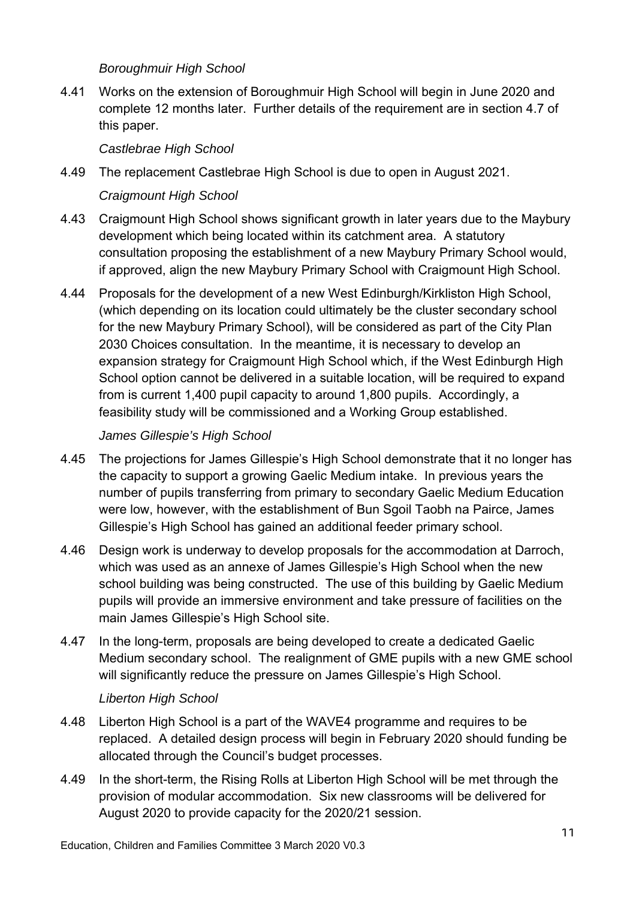*Boroughmuir High School*

4.41 Works on the extension of Boroughmuir High School will begin in June 2020 and complete 12 months later. Further details of the requirement are in section 4.7 of this paper.

*Castlebrae High School*

4.49 The replacement Castlebrae High School is due to open in August 2021.

*Craigmount High School*

4.43 Craigmount High School shows significant growth in later years due to the Maybury development which being located within its catchment area. A statutory consultation proposing the establishment of a new Maybury Primary School would, if approved, align the new Maybury Primary School with Craigmount High School.

4.44 Proposals for the development of a new West Edinburgh/Kirkliston High School, (which depending on its location could ultimately be the cluster secondary school for the new Maybury Primary School), will be considered as part of the City Plan 2030 Choices consultation. In the meantime, it is necessary to develop an expansion strategy for Craigmount High School which, if the West Edinburgh High School option cannot be delivered in a suitable location, will be required to expand from is current 1,400 pupil capacity to around 1,800 pupils. Accordingly, a feasibility study will be commissioned and a Working Group established.

*James Gillespie's High School*

4.45 The projections for James Gillespie's High School demonstrate that it no longer has the capacity to support a growing Gaelic Medium intake. In previous years the number of pupils transferring from primary to secondary Gaelic Medium Education were low, however, with the establishment of Bun Sgoil Taobh na Pairce, James Gillespie's High School has gained an additional feeder primary school.

4.46 Design work is underway to develop proposals for the accommodation at Darroch, which was used as an annexe of James Gillespie's High School when the new school building was being constructed. The use of this building by Gaelic Medium pupils will provide an immersive environment and take pressure of facilities on the main James Gillespie's High School site.

4.47 In the long-term, proposals are being developed to create a dedicated Gaelic Medium secondary school. The realignment of GME pupils with a new GME school will significantly reduce the pressure on James Gillespie's High School.

*Liberton High School*

4.48 Liberton High School is a part of the WAVE4 programme and requires to be replaced. A detailed design process will begin in February 2020 should funding be allocated through the Council's budget processes.

4.49 In the short-term, the Rising Rolls at Liberton High School will be met through the provision of modular accommodation. Six new classrooms will be delivered for August 2020 to provide capacity for the 2020/21 session.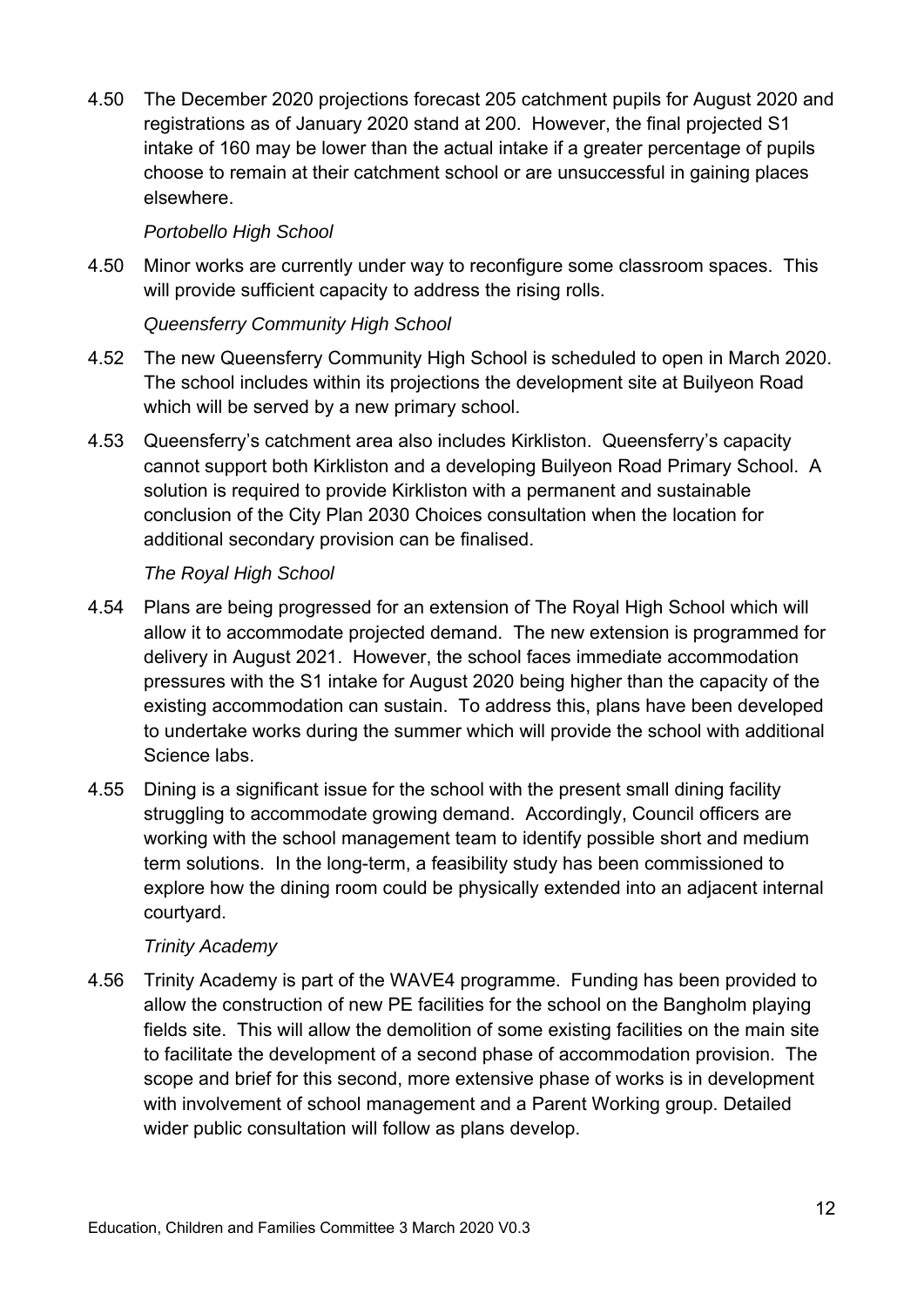4.50 The December 2020 projections forecast 205 catchment pupils for August 2020 and registrations as of January 2020 stand at 200. However, the final projected S1 intake of 160 may be lower than the actual intake if a greater percentage of pupils choose to remain at their catchment school or are unsuccessful in gaining places elsewhere.

*Portobello High School*

4.50 Minor works are currently under way to reconfigure some classroom spaces. This will provide sufficient capacity to address the rising rolls.

*Queensferry Community High School*

4.52 The new Queensferry Community High School is scheduled to open in March 2020. The school includes within its projections the development site at Builyeon Road which will be served by a new primary school.

4.53 Queensferry's catchment area also includes Kirkliston. Queensferry's capacity cannot support both Kirkliston and a developing Builyeon Road Primary School. A solution is required to provide Kirkliston with a permanent and sustainable conclusion of the City Plan 2030 Choices consultation when the location for additional secondary provision can be finalised.

*The Royal High School*

4.54 Plans are being progressed for an extension of The Royal High School which will allow it to accommodate projected demand. The new extension is programmed for delivery in August 2021. However, the school faces immediate accommodation pressures with the S1 intake for August 2020 being higher than the capacity of the existing accommodation can sustain. To address this, plans have been developed to undertake works during the summer which will provide the school with additional Science labs.

4.55 Dining is a significant issue for the school with the present small dining facility struggling to accommodate growing demand. Accordingly, Council officers are working with the school management team to identify possible short and medium term solutions. In the long-term, a feasibility study has been commissioned to explore how the dining room could be physically extended into an adjacent internal courtyard.

*Trinity Academy*

4.56 Trinity Academy is part of the WAVE4 programme. Funding has been provided to allow the construction of new PE facilities for the school on the Bangholm playing fields site. This will allow the demolition of some existing facilities on the main site to facilitate the development of a second phase of accommodation provision. The scope and brief for this second, more extensive phase of works is in development with involvement of school management and a Parent Working group. Detailed wider public consultation will follow as plans develop.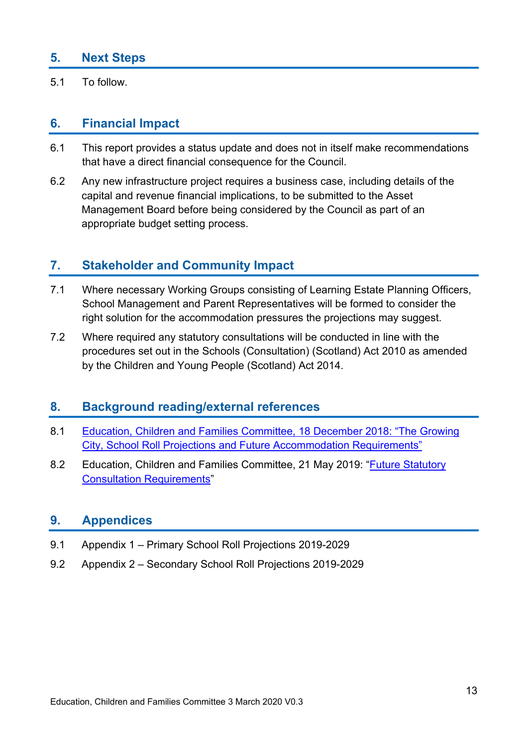## 5. Next Steps

5.1 To follow.

## 6. Financial Impact

6.1 This report provides a status update and does not in itself make recommendations that have a direct financial consequence for the Council.

6.2 Any new infrastructure project requires a business case, including details of the capital and revenue financial implications, to be submitted to the Asset Management Board before being considered by the Council as part of an appropriate budget setting process.

## 7. Stakeholder and Community Impact

7.1 Where necessary Working Groups consisting of Learning Estate Planning Officers, School Management and Parent Representatives will be formed to consider the right solution for the accommodation pressures the projections may suggest.

7.2 Where required any statutory consultations will be conducted in line with the procedures set out in the Schools (Consultation) (Scotland) Act 2010 as amended by the Children and Young People (Scotland) Act 2014.

## 8. Background reading/external references

8.1 Education, Children and Families Committee, 18 December 2018: "The Growing City, School Roll Projections and Future Accommodation Requirements"

8.2 Education, Children and Families Committee, 21 May 2019: "Future Statutory Consultation Requirements"

## 9. Appendices

9.1 Appendix 1 – Primary School Roll Projections 2019-2029

9.2 Appendix 2 – Secondary School Roll Projections 2019-2029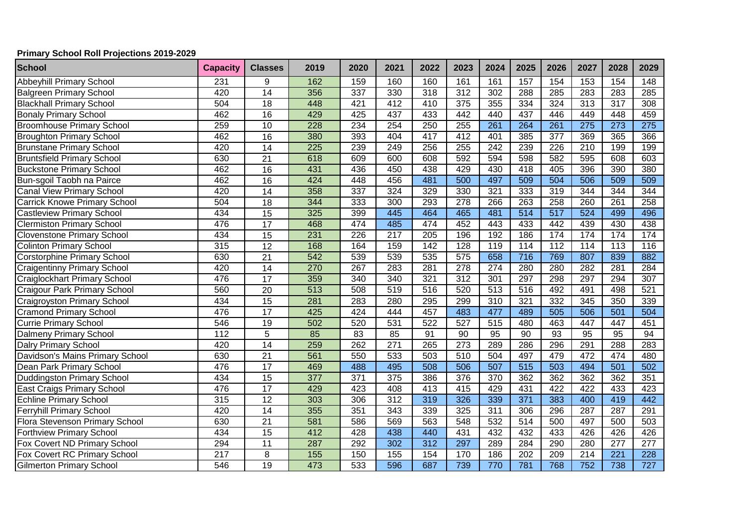**Primary School Roll Projections 2019-2029**

| School | Capacity | Classes | 2019 | 2020 | 2021 | 2022 | 2023 | 2024 | 2025 | 2026 | 2027 | 2028 | 2029 |
|---|---|---|---|---|---|---|---|---|---|---|---|---|---|
| Abbeyhill Primary School | 231 | 9 | 162 | 159 | 160 | 160 | 161 | 161 | 157 | 154 | 153 | 154 | 148 |
| Balgreen Primary School | 420 | 14 | 356 | 337 | 330 | 318 | 312 | 302 | 288 | 285 | 283 | 283 | 285 |
| Blackhall Primary School | 504 | 18 | 448 | 421 | 412 | 410 | 375 | 355 | 334 | 324 | 313 | 317 | 308 |
| Bonaly Primary School | 462 | 16 | 429 | 425 | 437 | 433 | 442 | 440 | 437 | 446 | 449 | 448 | 459 |
| Broomhouse Primary School | 259 | 10 | 228 | 234 | 254 | 250 | 255 | 261 | 264 | 261 | 275 | 273 | 275 |
| Broughton Primary School | 462 | 16 | 380 | 393 | 404 | 417 | 412 | 401 | 385 | 377 | 369 | 365 | 366 |
| Brunstane Primary School | 420 | 14 | 225 | 239 | 249 | 256 | 255 | 242 | 239 | 226 | 210 | 199 | 199 |
| Bruntsfield Primary School | 630 | 21 | 618 | 609 | 600 | 608 | 592 | 594 | 598 | 582 | 595 | 608 | 603 |
| Buckstone Primary School | 462 | 16 | 431 | 436 | 450 | 438 | 429 | 430 | 418 | 405 | 396 | 390 | 380 |
| Bun-sgoil Taobh na Pairce | 462 | 16 | 424 | 448 | 456 | 481 | 500 | 497 | 509 | 504 | 506 | 509 | 509 |
| Canal View Primary School | 420 | 14 | 358 | 337 | 324 | 329 | 330 | 321 | 333 | 319 | 344 | 344 | 344 |
| Carrick Knowe Primary School | 504 | 18 | 344 | 333 | 300 | 293 | 278 | 266 | 263 | 258 | 260 | 261 | 258 |
| Castleview Primary School | 434 | 15 | 325 | 399 | 445 | 464 | 465 | 481 | 514 | 517 | 524 | 499 | 496 |
| Clermiston Primary School | 476 | 17 | 468 | 474 | 485 | 474 | 452 | 443 | 433 | 442 | 439 | 430 | 438 |
| Clovenstone Primary School | 434 | 15 | 231 | 226 | 217 | 205 | 196 | 192 | 186 | 174 | 174 | 174 | 174 |
| Colinton Primary School | 315 | 12 | 168 | 164 | 159 | 142 | 128 | 119 | 114 | 112 | 114 | 113 | 116 |
| Corstorphine Primary School | 630 | 21 | 542 | 539 | 539 | 535 | 575 | 658 | 716 | 769 | 807 | 839 | 882 |
| Craigentinny Primary School | 420 | 14 | 270 | 267 | 283 | 281 | 278 | 274 | 280 | 280 | 282 | 281 | 284 |
| Craiglockhart Primary School | 476 | 17 | 359 | 340 | 340 | 321 | 312 | 301 | 297 | 298 | 297 | 294 | 307 |
| Craigour Park Primary School | 560 | 20 | 513 | 508 | 519 | 516 | 520 | 513 | 516 | 492 | 491 | 498 | 521 |
| Craigroyston Primary School | 434 | 15 | 281 | 283 | 280 | 295 | 299 | 310 | 321 | 332 | 345 | 350 | 339 |
| Cramond Primary School | 476 | 17 | 425 | 424 | 444 | 457 | 483 | 477 | 489 | 505 | 506 | 501 | 504 |
| Currie Primary School | 546 | 19 | 502 | 520 | 531 | 522 | 527 | 515 | 480 | 463 | 447 | 447 | 451 |
| Dalmeny Primary School | 112 | 5 | 85 | 83 | 85 | 91 | 90 | 95 | 90 | 93 | 95 | 95 | 94 |
| Dalry Primary School | 420 | 14 | 259 | 262 | 271 | 265 | 273 | 289 | 286 | 296 | 291 | 288 | 283 |
| Davidson's Mains Primary School | 630 | 21 | 561 | 550 | 533 | 503 | 510 | 504 | 497 | 479 | 472 | 474 | 480 |
| Dean Park Primary School | 476 | 17 | 469 | 488 | 495 | 508 | 506 | 507 | 515 | 503 | 494 | 501 | 502 |
| Duddingston Primary School | 434 | 15 | 377 | 371 | 375 | 386 | 376 | 370 | 362 | 362 | 362 | 362 | 351 |
| East Craigs Primary School | 476 | 17 | 429 | 423 | 408 | 413 | 415 | 429 | 431 | 422 | 422 | 433 | 423 |
| Echline Primary School | 315 | 12 | 303 | 306 | 312 | 319 | 326 | 339 | 371 | 383 | 400 | 419 | 442 |
| Ferryhill Primary School | 420 | 14 | 355 | 351 | 343 | 339 | 325 | 311 | 306 | 296 | 287 | 287 | 291 |
| Flora Stevenson Primary School | 630 | 21 | 581 | 586 | 569 | 563 | 548 | 532 | 514 | 500 | 497 | 500 | 503 |
| Forthview Primary School | 434 | 15 | 412 | 428 | 438 | 440 | 431 | 432 | 432 | 433 | 426 | 426 | 426 |
| Fox Covert ND Primary School | 294 | 11 | 287 | 292 | 302 | 312 | 297 | 289 | 284 | 290 | 280 | 277 | 277 |
| Fox Covert RC Primary School | 217 | 8 | 155 | 150 | 155 | 154 | 170 | 186 | 202 | 209 | 214 | 221 | 228 |
| Gilmerton Primary School | 546 | 19 | 473 | 533 | 596 | 687 | 739 | 770 | 781 | 768 | 752 | 738 | 727 |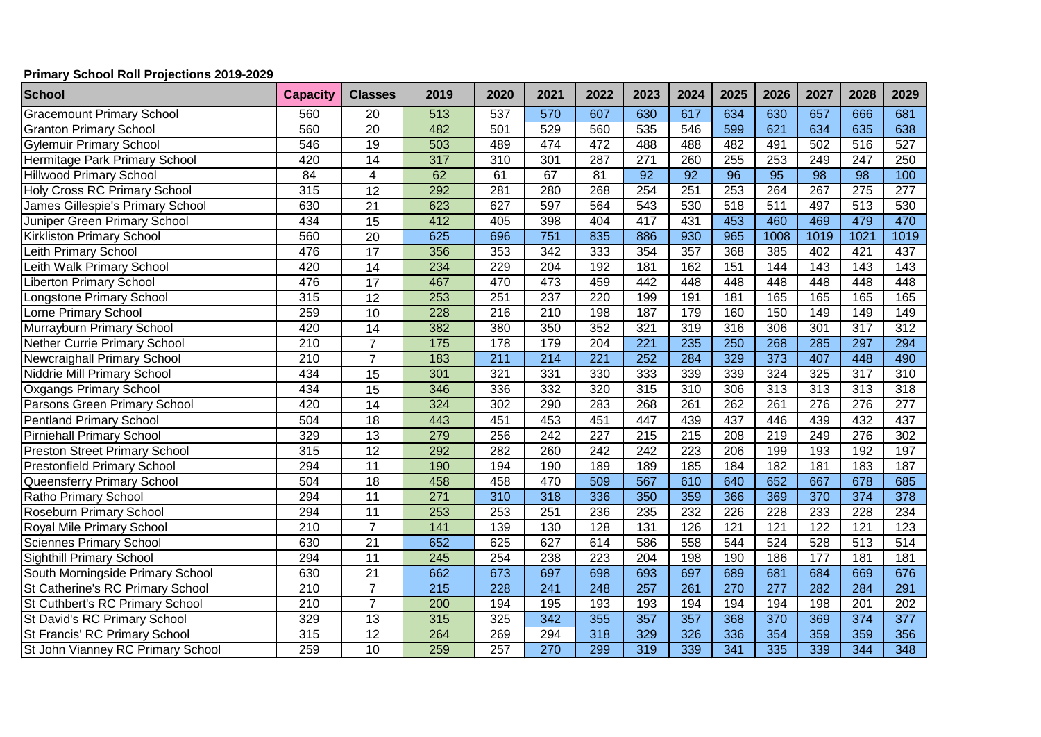**Primary School Roll Projections 2019-2029**

| School | Capacity | Classes | 2019 | 2020 | 2021 | 2022 | 2023 | 2024 | 2025 | 2026 | 2027 | 2028 | 2029 |
|---|---|---|---|---|---|---|---|---|---|---|---|---|---|
| Gracemount Primary School | 560 | 20 | 513 | 537 | 570 | 607 | 630 | 617 | 634 | 630 | 657 | 666 | 681 |
| Granton Primary School | 560 | 20 | 482 | 501 | 529 | 560 | 535 | 546 | 599 | 621 | 634 | 635 | 638 |
| Gylemuir Primary School | 546 | 19 | 503 | 489 | 474 | 472 | 488 | 488 | 482 | 491 | 502 | 516 | 527 |
| Hermitage Park Primary School | 420 | 14 | 317 | 310 | 301 | 287 | 271 | 260 | 255 | 253 | 249 | 247 | 250 |
| Hillwood Primary School | 84 | 4 | 62 | 61 | 67 | 81 | 92 | 92 | 96 | 95 | 98 | 98 | 100 |
| Holy Cross RC Primary School | 315 | 12 | 292 | 281 | 280 | 268 | 254 | 251 | 253 | 264 | 267 | 275 | 277 |
| James Gillespie's Primary School | 630 | 21 | 623 | 627 | 597 | 564 | 543 | 530 | 518 | 511 | 497 | 513 | 530 |
| Juniper Green Primary School | 434 | 15 | 412 | 405 | 398 | 404 | 417 | 431 | 453 | 460 | 469 | 479 | 470 |
| Kirkliston Primary School | 560 | 20 | 625 | 696 | 751 | 835 | 886 | 930 | 965 | 1008 | 1019 | 1021 | 1019 |
| Leith Primary School | 476 | 17 | 356 | 353 | 342 | 333 | 354 | 357 | 368 | 385 | 402 | 421 | 437 |
| Leith Walk Primary School | 420 | 14 | 234 | 229 | 204 | 192 | 181 | 162 | 151 | 144 | 143 | 143 | 143 |
| Liberton Primary School | 476 | 17 | 467 | 470 | 473 | 459 | 442 | 448 | 448 | 448 | 448 | 448 | 448 |
| Longstone Primary School | 315 | 12 | 253 | 251 | 237 | 220 | 199 | 191 | 181 | 165 | 165 | 165 | 165 |
| Lorne Primary School | 259 | 10 | 228 | 216 | 210 | 198 | 187 | 179 | 160 | 150 | 149 | 149 | 149 |
| Murrayburn Primary School | 420 | 14 | 382 | 380 | 350 | 352 | 321 | 319 | 316 | 306 | 301 | 317 | 312 |
| Nether Currie Primary School | 210 | 7 | 175 | 178 | 179 | 204 | 221 | 235 | 250 | 268 | 285 | 297 | 294 |
| Newcraighall Primary School | 210 | 7 | 183 | 211 | 214 | 221 | 252 | 284 | 329 | 373 | 407 | 448 | 490 |
| Niddrie Mill Primary School | 434 | 15 | 301 | 321 | 331 | 330 | 333 | 339 | 339 | 324 | 325 | 317 | 310 |
| Oxgangs Primary School | 434 | 15 | 346 | 336 | 332 | 320 | 315 | 310 | 306 | 313 | 313 | 313 | 318 |
| Parsons Green Primary School | 420 | 14 | 324 | 302 | 290 | 283 | 268 | 261 | 262 | 261 | 276 | 276 | 277 |
| Pentland Primary School | 504 | 18 | 443 | 451 | 453 | 451 | 447 | 439 | 437 | 446 | 439 | 432 | 437 |
| Pirniehall Primary School | 329 | 13 | 279 | 256 | 242 | 227 | 215 | 215 | 208 | 219 | 249 | 276 | 302 |
| Preston Street Primary School | 315 | 12 | 292 | 282 | 260 | 242 | 242 | 223 | 206 | 199 | 193 | 192 | 197 |
| Prestonfield Primary School | 294 | 11 | 190 | 194 | 190 | 189 | 189 | 185 | 184 | 182 | 181 | 183 | 187 |
| Queensferry Primary School | 504 | 18 | 458 | 458 | 470 | 509 | 567 | 610 | 640 | 652 | 667 | 678 | 685 |
| Ratho Primary School | 294 | 11 | 271 | 310 | 318 | 336 | 350 | 359 | 366 | 369 | 370 | 374 | 378 |
| Roseburn Primary School | 294 | 11 | 253 | 253 | 251 | 236 | 235 | 232 | 226 | 228 | 233 | 228 | 234 |
| Royal Mile Primary School | 210 | 7 | 141 | 139 | 130 | 128 | 131 | 126 | 121 | 121 | 122 | 121 | 123 |
| Sciennes Primary School | 630 | 21 | 652 | 625 | 627 | 614 | 586 | 558 | 544 | 524 | 528 | 513 | 514 |
| Sighthill Primary School | 294 | 11 | 245 | 254 | 238 | 223 | 204 | 198 | 190 | 186 | 177 | 181 | 181 |
| South Morningside Primary School | 630 | 21 | 662 | 673 | 697 | 698 | 693 | 697 | 689 | 681 | 684 | 669 | 676 |
| St Catherine's RC Primary School | 210 | 7 | 215 | 228 | 241 | 248 | 257 | 261 | 270 | 277 | 282 | 284 | 291 |
| St Cuthbert's RC Primary School | 210 | 7 | 200 | 194 | 195 | 193 | 193 | 194 | 194 | 194 | 198 | 201 | 202 |
| St David's RC Primary School | 329 | 13 | 315 | 325 | 342 | 355 | 357 | 357 | 368 | 370 | 369 | 374 | 377 |
| St Francis' RC Primary School | 315 | 12 | 264 | 269 | 294 | 318 | 329 | 326 | 336 | 354 | 359 | 359 | 356 |
| St John Vianney RC Primary School | 259 | 10 | 259 | 257 | 270 | 299 | 319 | 339 | 341 | 335 | 339 | 344 | 348 |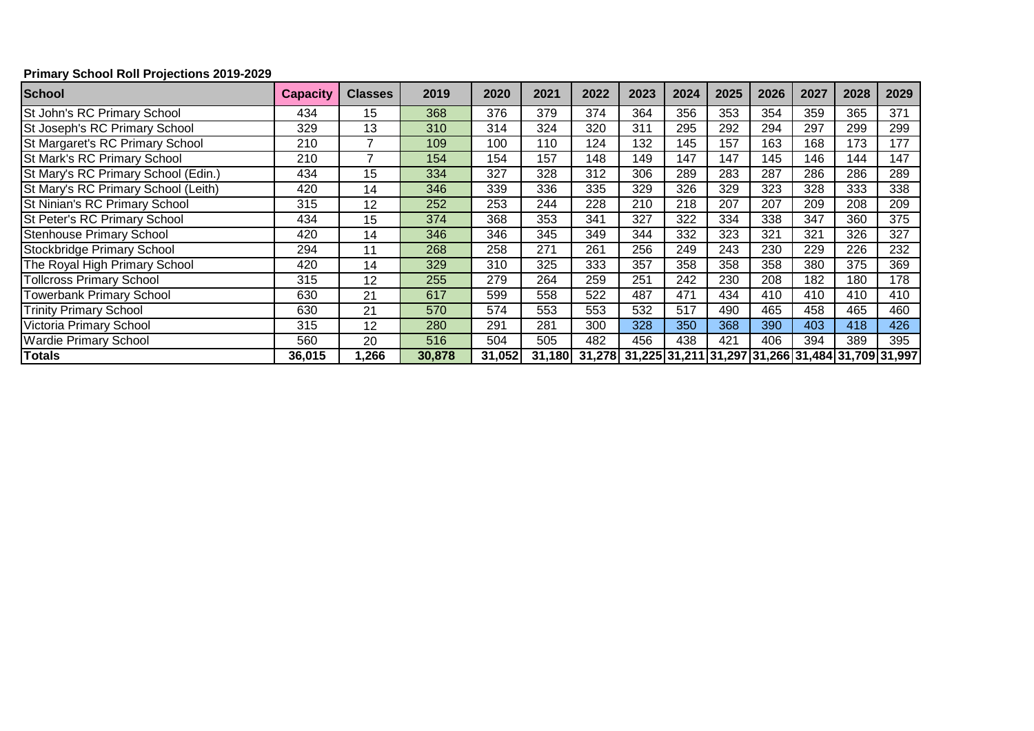**Primary School Roll Projections 2019-2029**

| School | Capacity | Classes | 2019 | 2020 | 2021 | 2022 | 2023 | 2024 | 2025 | 2026 | 2027 | 2028 | 2029 |
|---|---|---|---|---|---|---|---|---|---|---|---|---|---|
| St John's RC Primary School | 434 | 15 | 368 | 376 | 379 | 374 | 364 | 356 | 353 | 354 | 359 | 365 | 371 |
| St Joseph's RC Primary School | 329 | 13 | 310 | 314 | 324 | 320 | 311 | 295 | 292 | 294 | 297 | 299 | 299 |
| St Margaret's RC Primary School | 210 | 7 | 109 | 100 | 110 | 124 | 132 | 145 | 157 | 163 | 168 | 173 | 177 |
| St Mark's RC Primary School | 210 | 7 | 154 | 154 | 157 | 148 | 149 | 147 | 147 | 145 | 146 | 144 | 147 |
| St Mary's RC Primary School (Edin.) | 434 | 15 | 334 | 327 | 328 | 312 | 306 | 289 | 283 | 287 | 286 | 286 | 289 |
| St Mary's RC Primary School (Leith) | 420 | 14 | 346 | 339 | 336 | 335 | 329 | 326 | 329 | 323 | 328 | 333 | 338 |
| St Ninian's RC Primary School | 315 | 12 | 252 | 253 | 244 | 228 | 210 | 218 | 207 | 207 | 209 | 208 | 209 |
| St Peter's RC Primary School | 434 | 15 | 374 | 368 | 353 | 341 | 327 | 322 | 334 | 338 | 347 | 360 | 375 |
| Stenhouse Primary School | 420 | 14 | 346 | 346 | 345 | 349 | 344 | 332 | 323 | 321 | 321 | 326 | 327 |
| Stockbridge Primary School | 294 | 11 | 268 | 258 | 271 | 261 | 256 | 249 | 243 | 230 | 229 | 226 | 232 |
| The Royal High Primary School | 420 | 14 | 329 | 310 | 325 | 333 | 357 | 358 | 358 | 358 | 380 | 375 | 369 |
| Tollcross Primary School | 315 | 12 | 255 | 279 | 264 | 259 | 251 | 242 | 230 | 208 | 182 | 180 | 178 |
| Towerbank Primary School | 630 | 21 | 617 | 599 | 558 | 522 | 487 | 471 | 434 | 410 | 410 | 410 | 410 |
| Trinity Primary School | 630 | 21 | 570 | 574 | 553 | 553 | 532 | 517 | 490 | 465 | 458 | 465 | 460 |
| Victoria Primary School | 315 | 12 | 280 | 291 | 281 | 300 | 328 | 350 | 368 | 390 | 403 | 418 | 426 |
| Wardie Primary School | 560 | 20 | 516 | 504 | 505 | 482 | 456 | 438 | 421 | 406 | 394 | 389 | 395 |
| **Totals** | **36,015** | **1,266** | **30,878** | **31,052** | **31,180** | **31,278** | **31,225** | **31,211** | **31,297** | **31,266** | **31,484** | **31,709** | **31,997** |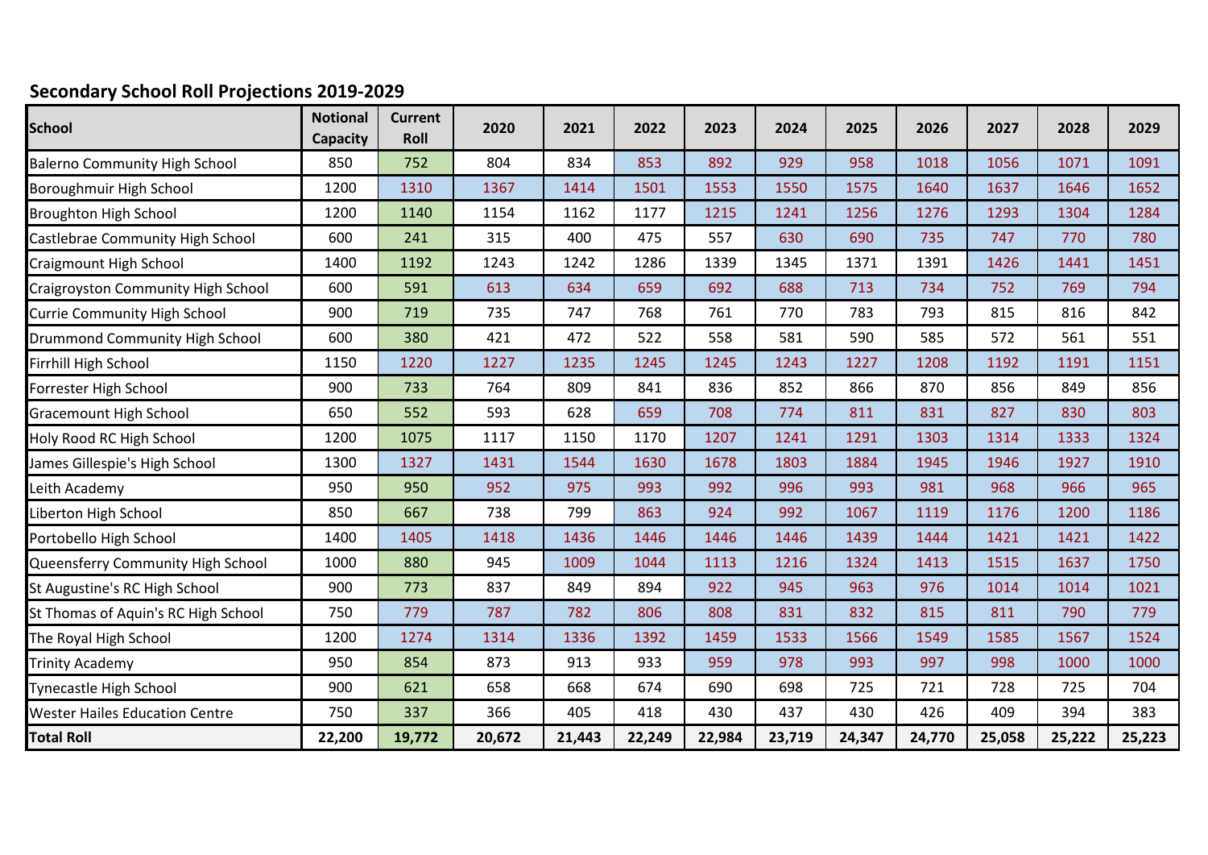## Secondary School Roll Projections 2019-2029

| School | Notional Capacity | Current Roll | 2020 | 2021 | 2022 | 2023 | 2024 | 2025 | 2026 | 2027 | 2028 | 2029 |
|---|---|---|---|---|---|---|---|---|---|---|---|---|
| Balerno Community High School | 850 | 752 | 804 | 834 | 853 | 892 | 929 | 958 | 1018 | 1056 | 1071 | 1091 |
| Boroughmuir High School | 1200 | 1310 | 1367 | 1414 | 1501 | 1553 | 1550 | 1575 | 1640 | 1637 | 1646 | 1652 |
| Broughton High School | 1200 | 1140 | 1154 | 1162 | 1177 | 1215 | 1241 | 1256 | 1276 | 1293 | 1304 | 1284 |
| Castlebrae Community High School | 600 | 241 | 315 | 400 | 475 | 557 | 630 | 690 | 735 | 747 | 770 | 780 |
| Craigmount High School | 1400 | 1192 | 1243 | 1242 | 1286 | 1339 | 1345 | 1371 | 1391 | 1426 | 1441 | 1451 |
| Craigroyston Community High School | 600 | 591 | 613 | 634 | 659 | 692 | 688 | 713 | 734 | 752 | 769 | 794 |
| Currie Community High School | 900 | 719 | 735 | 747 | 768 | 761 | 770 | 783 | 793 | 815 | 816 | 842 |
| Drummond Community High School | 600 | 380 | 421 | 472 | 522 | 558 | 581 | 590 | 585 | 572 | 561 | 551 |
| Firrhill High School | 1150 | 1220 | 1227 | 1235 | 1245 | 1245 | 1243 | 1227 | 1208 | 1192 | 1191 | 1151 |
| Forrester High School | 900 | 733 | 764 | 809 | 841 | 836 | 852 | 866 | 870 | 856 | 849 | 856 |
| Gracemount High School | 650 | 552 | 593 | 628 | 659 | 708 | 774 | 811 | 831 | 827 | 830 | 803 |
| Holy Rood RC High School | 1200 | 1075 | 1117 | 1150 | 1170 | 1207 | 1241 | 1291 | 1303 | 1314 | 1333 | 1324 |
| James Gillespie's High School | 1300 | 1327 | 1431 | 1544 | 1630 | 1678 | 1803 | 1884 | 1945 | 1946 | 1927 | 1910 |
| Leith Academy | 950 | 950 | 952 | 975 | 993 | 992 | 996 | 993 | 981 | 968 | 966 | 965 |
| Liberton High School | 850 | 667 | 738 | 799 | 863 | 924 | 992 | 1067 | 1119 | 1176 | 1200 | 1186 |
| Portobello High School | 1400 | 1405 | 1418 | 1436 | 1446 | 1446 | 1446 | 1439 | 1444 | 1421 | 1421 | 1422 |
| Queensferry Community High School | 1000 | 880 | 945 | 1009 | 1044 | 1113 | 1216 | 1324 | 1413 | 1515 | 1637 | 1750 |
| St Augustine's RC High School | 900 | 773 | 837 | 849 | 894 | 922 | 945 | 963 | 976 | 1014 | 1014 | 1021 |
| St Thomas of Aquin's RC High School | 750 | 779 | 787 | 782 | 806 | 808 | 831 | 832 | 815 | 811 | 790 | 779 |
| The Royal High School | 1200 | 1274 | 1314 | 1336 | 1392 | 1459 | 1533 | 1566 | 1549 | 1585 | 1567 | 1524 |
| Trinity Academy | 950 | 854 | 873 | 913 | 933 | 959 | 978 | 993 | 997 | 998 | 1000 | 1000 |
| Tynecastle High School | 900 | 621 | 658 | 668 | 674 | 690 | 698 | 725 | 721 | 728 | 725 | 704 |
| Wester Hailes Education Centre | 750 | 337 | 366 | 405 | 418 | 430 | 437 | 430 | 426 | 409 | 394 | 383 |
| **Total Roll** | **22,200** | **19,772** | **20,672** | **21,443** | **22,249** | **22,984** | **23,719** | **24,347** | **24,770** | **25,058** | **25,222** | **25,223** |